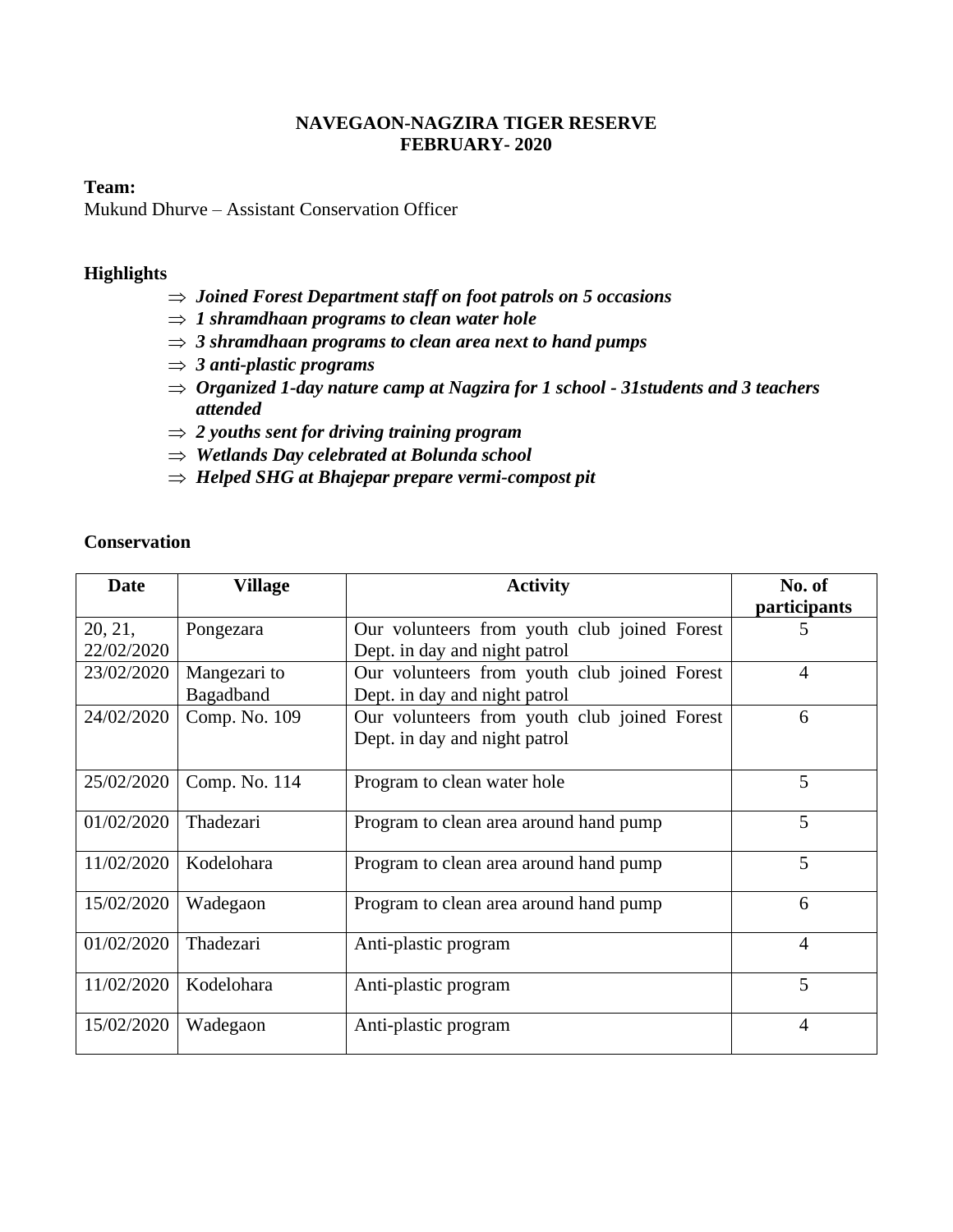# NAVEGAON-NAGZIRA TIGER RESERVE
## FEBRUARY- 2020

**Team:**
Mukund Dhurve – Assistant Conservation Officer

**Highlights**

- ⇒ ***Joined Forest Department staff on foot patrols on 5 occasions***
- ⇒ ***1 shramdhaan programs to clean water hole***
- ⇒ ***3 shramdhaan programs to clean area next to hand pumps***
- ⇒ ***3 anti-plastic programs***
- ⇒ ***Organized 1-day nature camp at Nagzira for 1 school - 31students and 3 teachers attended***
- ⇒ ***2 youths sent for driving training program***
- ⇒ ***Wetlands Day celebrated at Bolunda school***
- ⇒ ***Helped SHG at Bhajepar prepare vermi-compost pit***

**Conservation**

| Date | Village | Activity | No. of participants |
|---|---|---|---|
| 20, 21, 22/02/2020 | Pongezara | Our volunteers from youth club joined Forest Dept. in day and night patrol | 5 |
| 23/02/2020 | Mangezari to Bagadband | Our volunteers from youth club joined Forest Dept. in day and night patrol | 4 |
| 24/02/2020 | Comp. No. 109 | Our volunteers from youth club joined Forest Dept. in day and night patrol | 6 |
| 25/02/2020 | Comp. No. 114 | Program to clean water hole | 5 |
| 01/02/2020 | Thadezari | Program to clean area around hand pump | 5 |
| 11/02/2020 | Kodelohara | Program to clean area around hand pump | 5 |
| 15/02/2020 | Wadegaon | Program to clean area around hand pump | 6 |
| 01/02/2020 | Thadezari | Anti-plastic program | 4 |
| 11/02/2020 | Kodelohara | Anti-plastic program | 5 |
| 15/02/2020 | Wadegaon | Anti-plastic program | 4 |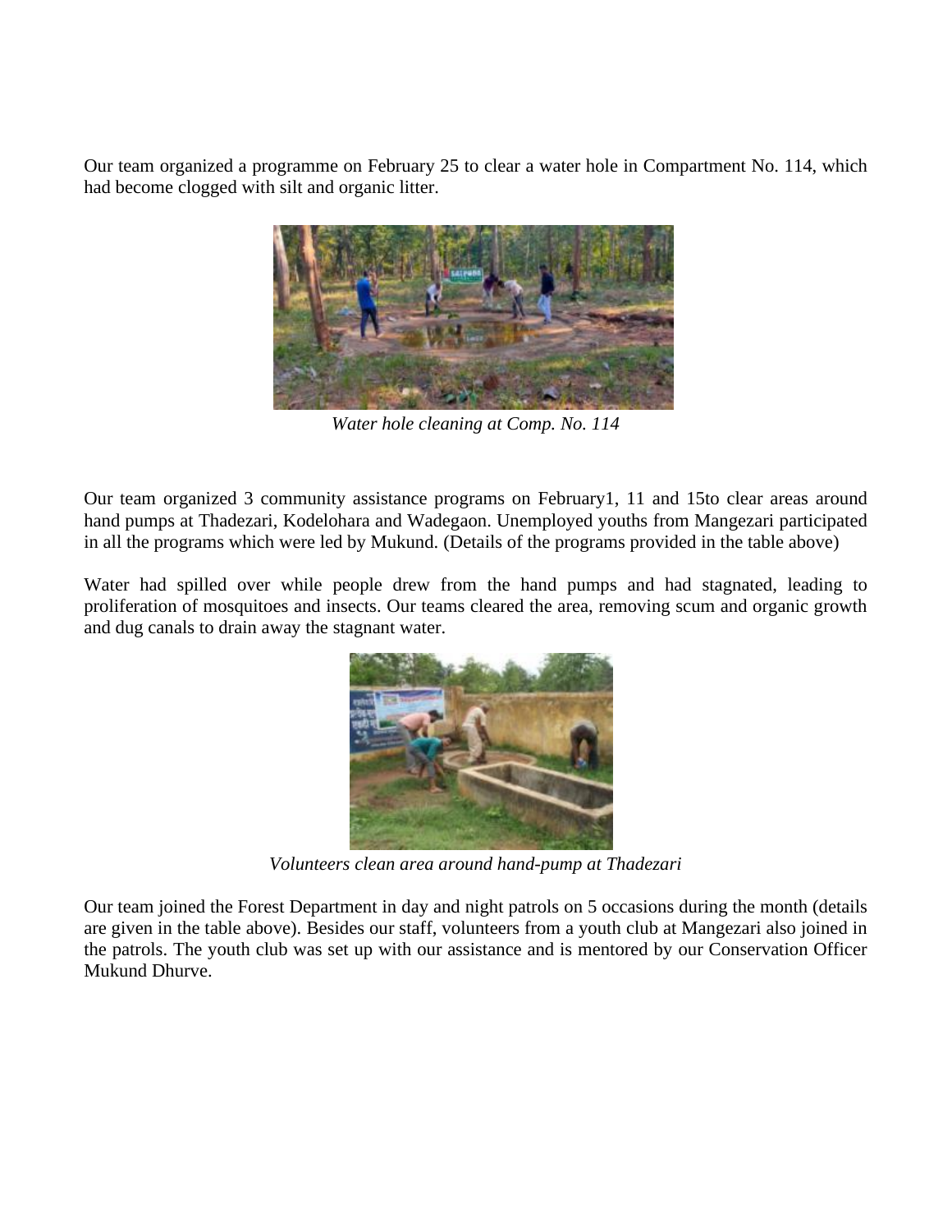Our team organized a programme on February 25 to clear a water hole in Compartment No. 114, which had become clogged with silt and organic litter.

*Water hole cleaning at Comp. No. 114*

Our team organized 3 community assistance programs on February1, 11 and 15to clear areas around hand pumps at Thadezari, Kodelohara and Wadegaon. Unemployed youths from Mangezari participated in all the programs which were led by Mukund. (Details of the programs provided in the table above)

Water had spilled over while people drew from the hand pumps and had stagnated, leading to proliferation of mosquitoes and insects. Our teams cleared the area, removing scum and organic growth and dug canals to drain away the stagnant water.

*Volunteers clean area around hand-pump at Thadezari*

Our team joined the Forest Department in day and night patrols on 5 occasions during the month (details are given in the table above). Besides our staff, volunteers from a youth club at Mangezari also joined in the patrols. The youth club was set up with our assistance and is mentored by our Conservation Officer Mukund Dhurve.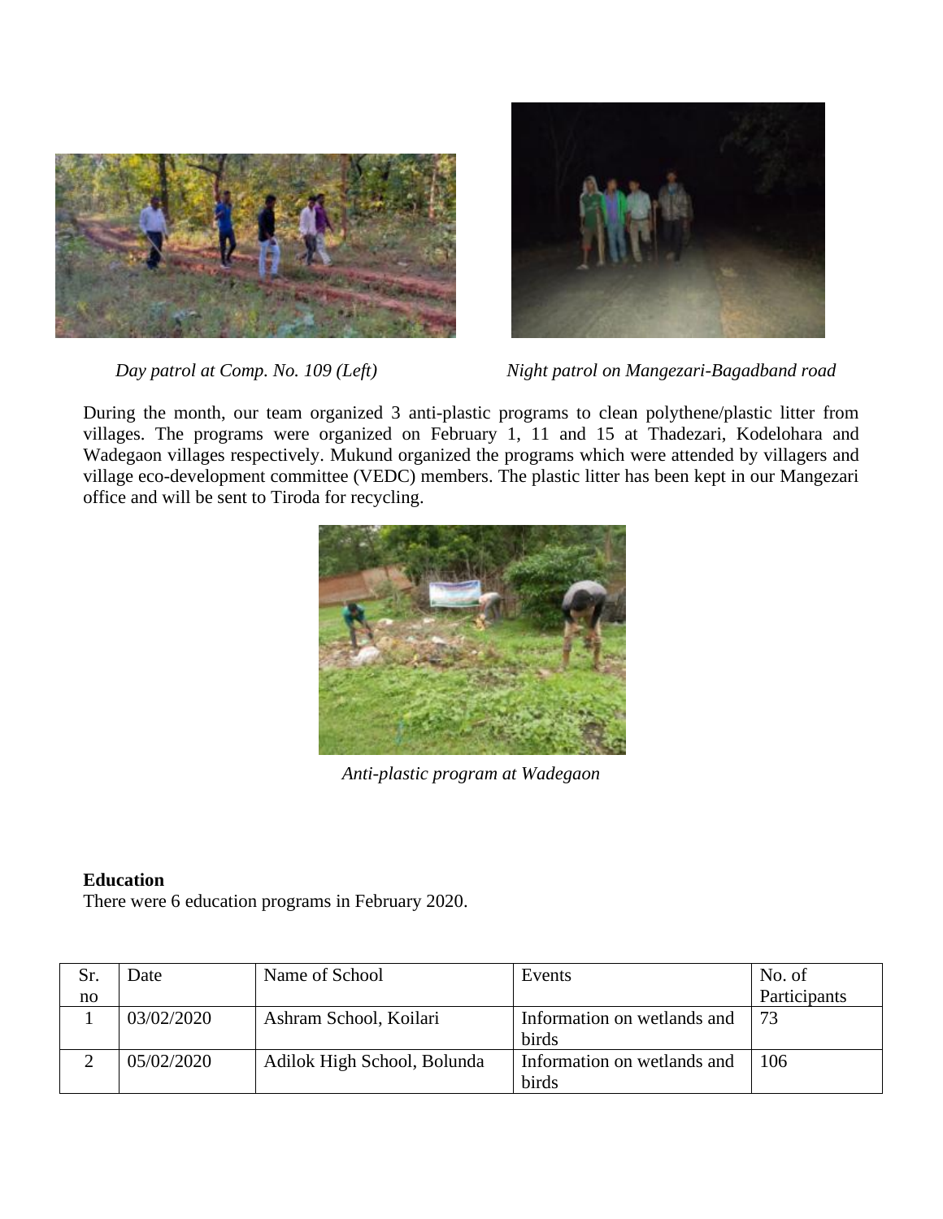*Day patrol at Comp. No. 109 (Left)*

*Night patrol on Mangezari-Bagadband road*

During the month, our team organized 3 anti-plastic programs to clean polythene/plastic litter from villages. The programs were organized on February 1, 11 and 15 at Thadezari, Kodelohara and Wadegaon villages respectively. Mukund organized the programs which were attended by villagers and village eco-development committee (VEDC) members. The plastic litter has been kept in our Mangezari office and will be sent to Tiroda for recycling.

*Anti-plastic program at Wadegaon*

**Education**

There were 6 education programs in February 2020.

| Sr. no | Date | Name of School | Events | No. of Participants |
|---|---|---|---|---|
| 1 | 03/02/2020 | Ashram School, Koilari | Information on wetlands and birds | 73 |
| 2 | 05/02/2020 | Adilok High School, Bolunda | Information on wetlands and birds | 106 |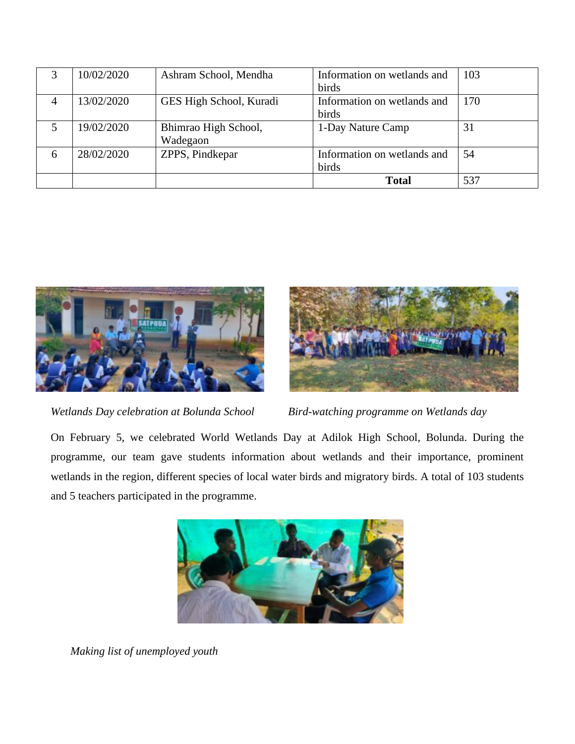| 3 | 10/02/2020 | Ashram School, Mendha | Information on wetlands and birds | 103 |
|---|---|---|---|---|
| 4 | 13/02/2020 | GES High School, Kuradi | Information on wetlands and birds | 170 |
| 5 | 19/02/2020 | Bhimrao High School, Wadegaon | 1-Day Nature Camp | 31 |
| 6 | 28/02/2020 | ZPPS, Pindkepar | Information on wetlands and birds | 54 |
| | | | **Total** | 537 |

*Wetlands Day celebration at Bolunda School*

*Bird-watching programme on Wetlands day*

On February 5, we celebrated World Wetlands Day at Adilok High School, Bolunda. During the programme, our team gave students information about wetlands and their importance, prominent wetlands in the region, different species of local water birds and migratory birds. A total of 103 students and 5 teachers participated in the programme.

*Making list of unemployed youth*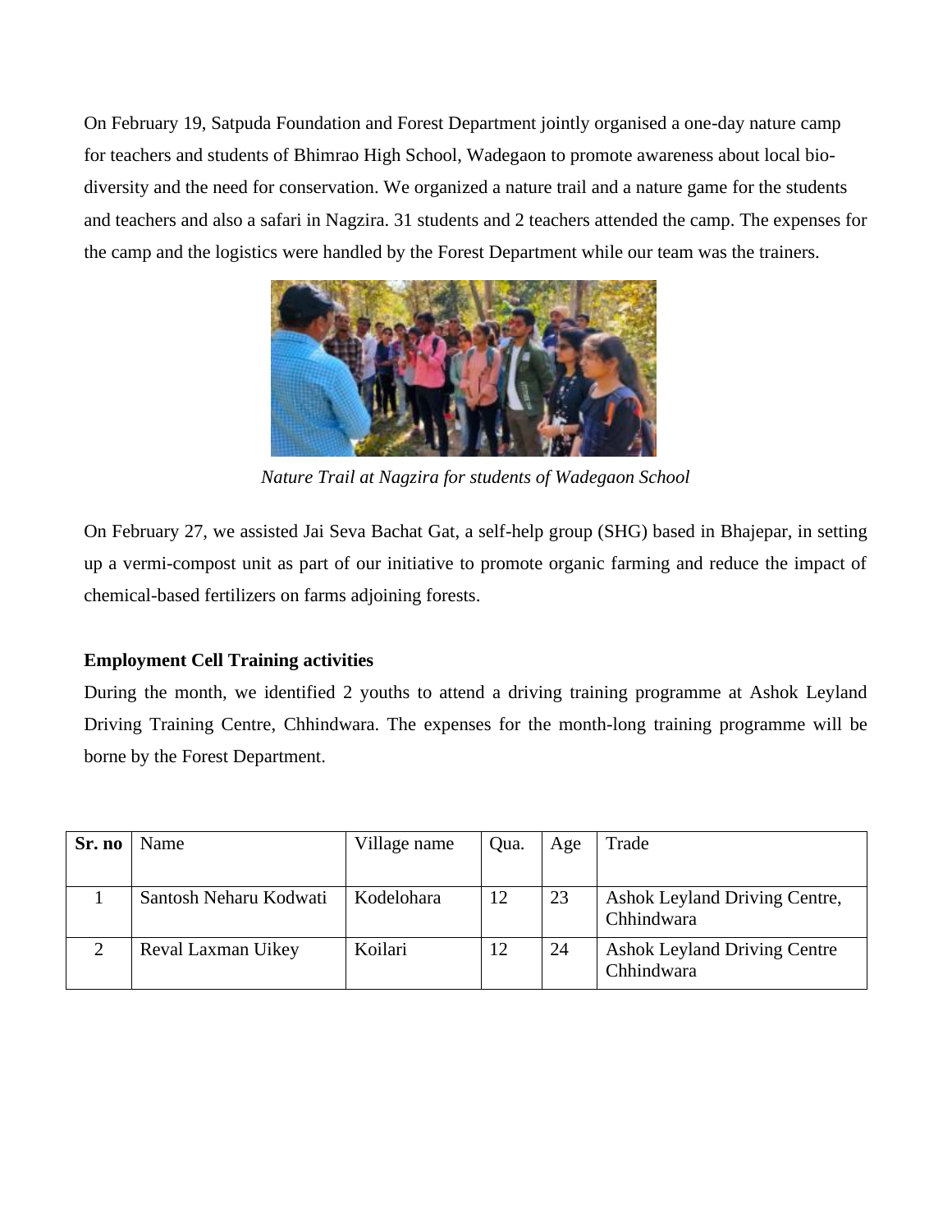On February 19, Satpuda Foundation and Forest Department jointly organised a one-day nature camp for teachers and students of Bhimrao High School, Wadegaon to promote awareness about local bio-diversity and the need for conservation. We organized a nature trail and a nature game for the students and teachers and also a safari in Nagzira. 31 students and 2 teachers attended the camp. The expenses for the camp and the logistics were handled by the Forest Department while our team was the trainers.

*Nature Trail at Nagzira for students of Wadegaon School*

On February 27, we assisted Jai Seva Bachat Gat, a self-help group (SHG) based in Bhajepar, in setting up a vermi-compost unit as part of our initiative to promote organic farming and reduce the impact of chemical-based fertilizers on farms adjoining forests.

**Employment Cell Training activities**

During the month, we identified 2 youths to attend a driving training programme at Ashok Leyland Driving Training Centre, Chhindwara. The expenses for the month-long training programme will be borne by the Forest Department.

| **Sr. no** | Name | Village name | Qua. | Age | Trade |
|---|---|---|---|---|---|
| 1 | Santosh Neharu Kodwati | Kodelohara | 12 | 23 | Ashok Leyland Driving Centre, Chhindwara |
| 2 | Reval Laxman Uikey | Koilari | 12 | 24 | Ashok Leyland Driving Centre Chhindwara |